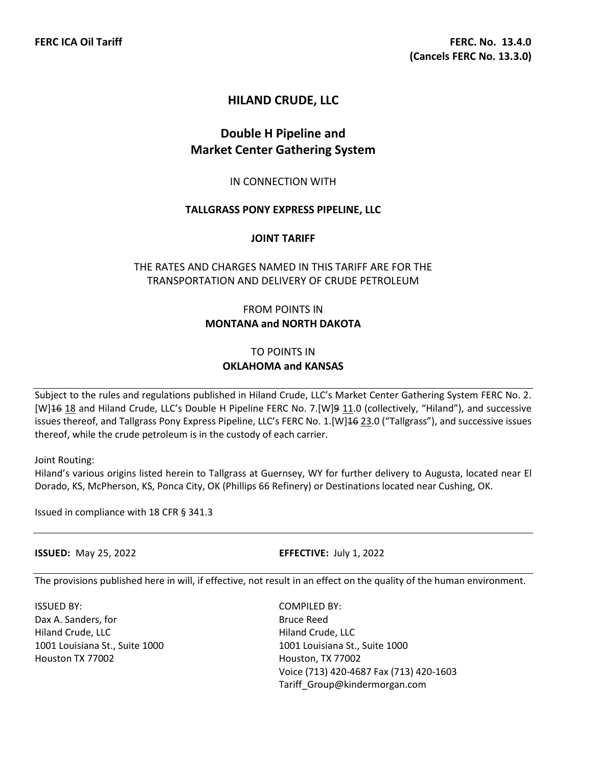**FERC ICA Oil Tariff**

**FERC. No. 13.4.0**
**(Cancels FERC No. 13.3.0)**

# HILAND CRUDE, LLC

## Double H Pipeline and Market Center Gathering System

IN CONNECTION WITH

**TALLGRASS PONY EXPRESS PIPELINE, LLC**

**JOINT TARIFF**

THE RATES AND CHARGES NAMED IN THIS TARIFF ARE FOR THE TRANSPORTATION AND DELIVERY OF CRUDE PETROLEUM

FROM POINTS IN
**MONTANA and NORTH DAKOTA**

TO POINTS IN
**OKLAHOMA and KANSAS**

---

Subject to the rules and regulations published in Hiland Crude, LLC's Market Center Gathering System FERC No. 2.[W]~~16~~ 18 and Hiland Crude, LLC's Double H Pipeline FERC No. 7.[W]~~9~~ 11.0 (collectively, "Hiland"), and successive issues thereof, and Tallgrass Pony Express Pipeline, LLC's FERC No. 1.[W]~~16~~ 23.0 ("Tallgrass"), and successive issues thereof, while the crude petroleum is in the custody of each carrier.

Joint Routing:
Hiland's various origins listed herein to Tallgrass at Guernsey, WY for further delivery to Augusta, located near El Dorado, KS, McPherson, KS, Ponca City, OK (Phillips 66 Refinery) or Destinations located near Cushing, OK.

Issued in compliance with 18 CFR § 341.3

---

**ISSUED:** May 25, 2022

**EFFECTIVE:** July 1, 2022

---

The provisions published here in will, if effective, not result in an effect on the quality of the human environment.

ISSUED BY:
Dax A. Sanders, for
Hiland Crude, LLC
1001 Louisiana St., Suite 1000
Houston TX 77002

COMPILED BY:
Bruce Reed
Hiland Crude, LLC
1001 Louisiana St., Suite 1000
Houston, TX 77002
Voice (713) 420-4687 Fax (713) 420-1603
Tariff_Group@kindermorgan.com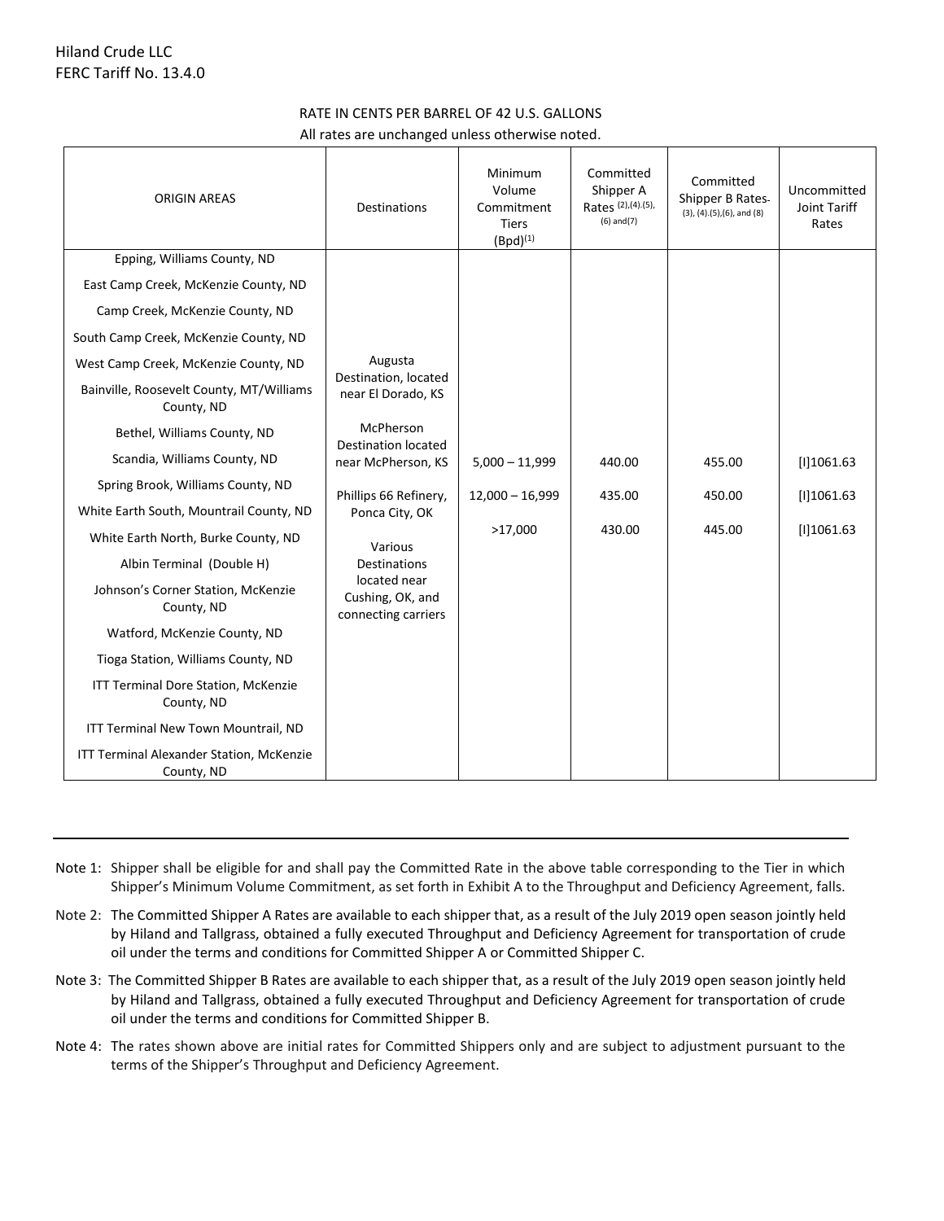Hiland Crude LLC
FERC Tariff No. 13.4.0

RATE IN CENTS PER BARREL OF 42 U.S. GALLONS
All rates are unchanged unless otherwise noted.

| ORIGIN AREAS | Destinations | Minimum Volume Commitment Tiers (Bpd)[(1)] | Committed Shipper A Rates [(2),(4),(5),(6) and(7)] | Committed Shipper B Rates [(3), (4),(5),(6), and (8)] | Uncommitted Joint Tariff Rates |
|---|---|---|---|---|---|
| Epping, Williams County, ND<br>East Camp Creek, McKenzie County, ND<br>Camp Creek, McKenzie County, ND<br>South Camp Creek, McKenzie County, ND<br>West Camp Creek, McKenzie County, ND<br>Bainville, Roosevelt County, MT/Williams County, ND<br>Bethel, Williams County, ND<br>Scandia, Williams County, ND<br>Spring Brook, Williams County, ND<br>White Earth South, Mountrail County, ND<br>White Earth North, Burke County, ND<br>Albin Terminal (Double H)<br>Johnson's Corner Station, McKenzie County, ND<br>Watford, McKenzie County, ND<br>Tioga Station, Williams County, ND<br>ITT Terminal Dore Station, McKenzie County, ND<br>ITT Terminal New Town Mountrail, ND<br>ITT Terminal Alexander Station, McKenzie County, ND | Augusta Destination, located near El Dorado, KS<br>McPherson Destination located near McPherson, KS<br>Phillips 66 Refinery, Ponca City, OK<br>Various Destinations located near Cushing, OK, and connecting carriers | 5,000 – 11,999 | 440.00 | 455.00 | [I]1061.63 |
| | | 12,000 – 16,999 | 435.00 | 450.00 | [I]1061.63 |
| | | >17,000 | 430.00 | 445.00 | [I]1061.63 |

---

Note 1: Shipper shall be eligible for and shall pay the Committed Rate in the above table corresponding to the Tier in which Shipper's Minimum Volume Commitment, as set forth in Exhibit A to the Throughput and Deficiency Agreement, falls.

Note 2: The Committed Shipper A Rates are available to each shipper that, as a result of the July 2019 open season jointly held by Hiland and Tallgrass, obtained a fully executed Throughput and Deficiency Agreement for transportation of crude oil under the terms and conditions for Committed Shipper A or Committed Shipper C.

Note 3: The Committed Shipper B Rates are available to each shipper that, as a result of the July 2019 open season jointly held by Hiland and Tallgrass, obtained a fully executed Throughput and Deficiency Agreement for transportation of crude oil under the terms and conditions for Committed Shipper B.

Note 4: The rates shown above are initial rates for Committed Shippers only and are subject to adjustment pursuant to the terms of the Shipper's Throughput and Deficiency Agreement.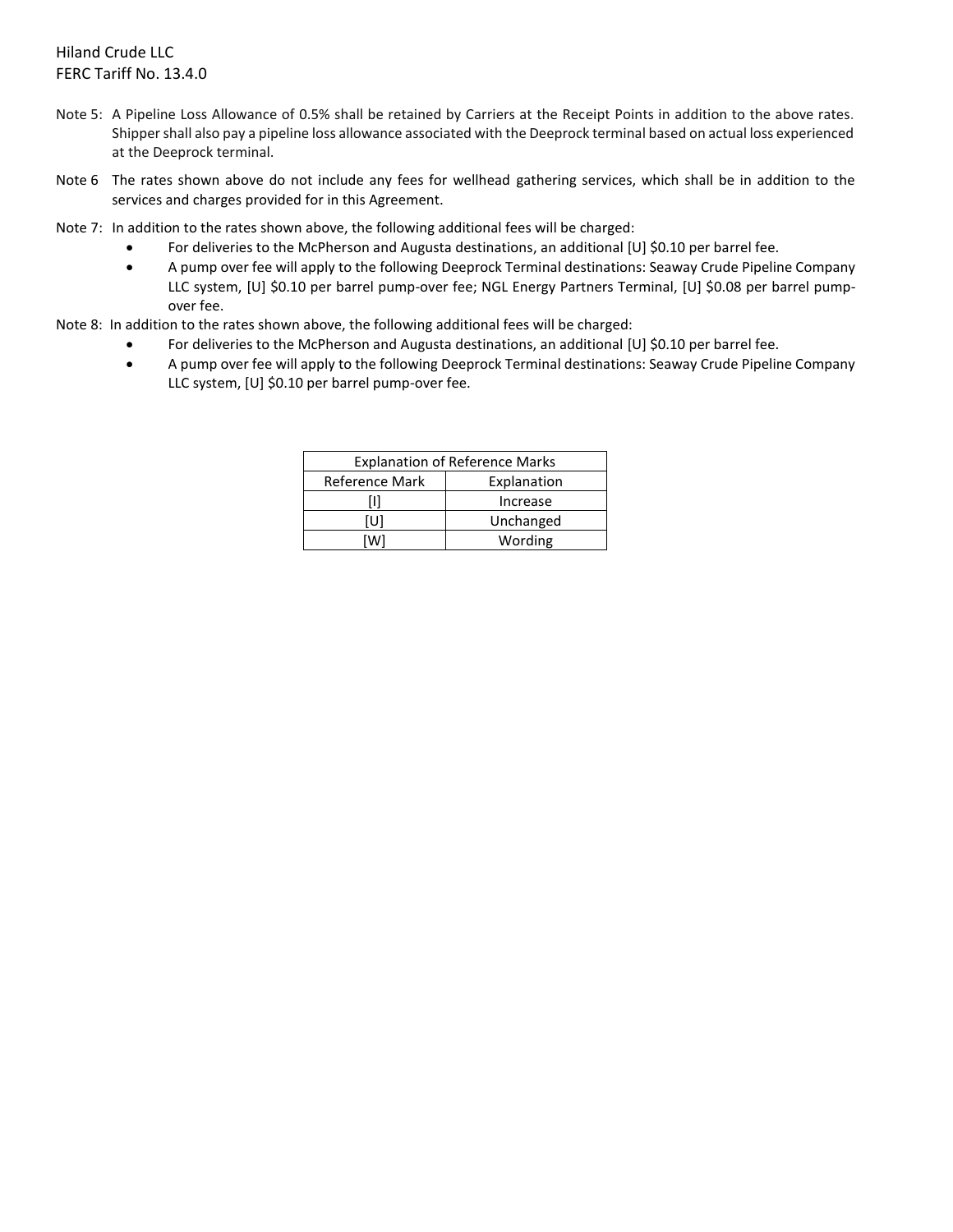Note 5: A Pipeline Loss Allowance of 0.5% shall be retained by Carriers at the Receipt Points in addition to the above rates. Shipper shall also pay a pipeline loss allowance associated with the Deeprock terminal based on actual loss experienced at the Deeprock terminal.

Note 6 The rates shown above do not include any fees for wellhead gathering services, which shall be in addition to the services and charges provided for in this Agreement.

Note 7: In addition to the rates shown above, the following additional fees will be charged:

- For deliveries to the McPherson and Augusta destinations, an additional [U] $0.10 per barrel fee.
- A pump over fee will apply to the following Deeprock Terminal destinations: Seaway Crude Pipeline Company LLC system, [U] $0.10 per barrel pump-over fee; NGL Energy Partners Terminal, [U] $0.08 per barrel pump-over fee.

Note 8: In addition to the rates shown above, the following additional fees will be charged:

- For deliveries to the McPherson and Augusta destinations, an additional [U] $0.10 per barrel fee.
- A pump over fee will apply to the following Deeprock Terminal destinations: Seaway Crude Pipeline Company LLC system, [U] $0.10 per barrel pump-over fee.

| Explanation of Reference Marks | |
|---|---|
| Reference Mark | Explanation |
| [I] | Increase |
| [U] | Unchanged |
| [W] | Wording |